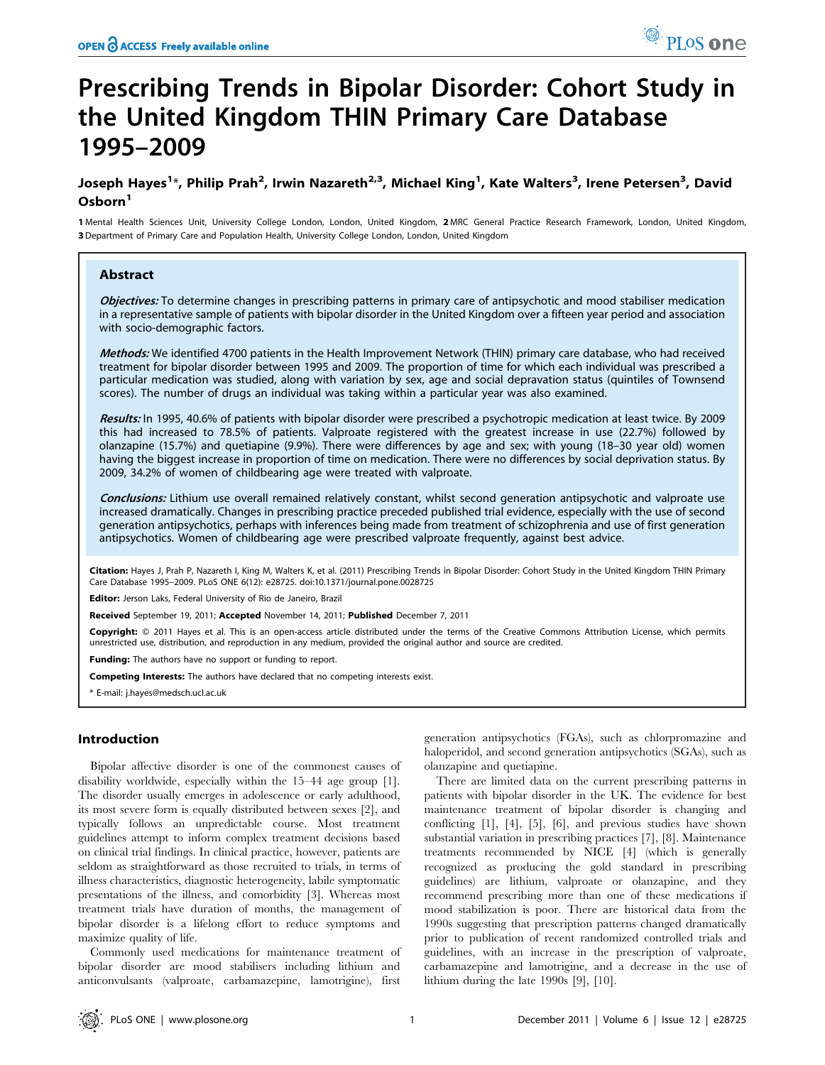# Prescribing Trends in Bipolar Disorder: Cohort Study in the United Kingdom THIN Primary Care Database 1995–2009

**Joseph Hayes[1]\*, Philip Prah[2], Irwin Nazareth[2,3], Michael King[1], Kate Walters[3], Irene Petersen[3], David Osborn[1]**

1 Mental Health Sciences Unit, University College London, London, United Kingdom, 2 MRC General Practice Research Framework, London, United Kingdom, 3 Department of Primary Care and Population Health, University College London, London, United Kingdom

## Abstract

***Objectives:*** To determine changes in prescribing patterns in primary care of antipsychotic and mood stabiliser medication in a representative sample of patients with bipolar disorder in the United Kingdom over a fifteen year period and association with socio-demographic factors.

***Methods:*** We identified 4700 patients in the Health Improvement Network (THIN) primary care database, who had received treatment for bipolar disorder between 1995 and 2009. The proportion of time for which each individual was prescribed a particular medication was studied, along with variation by sex, age and social depravation status (quintiles of Townsend scores). The number of drugs an individual was taking within a particular year was also examined.

***Results:*** In 1995, 40.6% of patients with bipolar disorder were prescribed a psychotropic medication at least twice. By 2009 this had increased to 78.5% of patients. Valproate registered with the greatest increase in use (22.7%) followed by olanzapine (15.7%) and quetiapine (9.9%). There were differences by age and sex; with young (18–30 year old) women having the biggest increase in proportion of time on medication. There were no differences by social deprivation status. By 2009, 34.2% of women of childbearing age were treated with valproate.

***Conclusions:*** Lithium use overall remained relatively constant, whilst second generation antipsychotic and valproate use increased dramatically. Changes in prescribing practice preceded published trial evidence, especially with the use of second generation antipsychotics, perhaps with inferences being made from treatment of schizophrenia and use of first generation antipsychotics. Women of childbearing age were prescribed valproate frequently, against best advice.

**Citation:** Hayes J, Prah P, Nazareth I, King M, Walters K, et al. (2011) Prescribing Trends in Bipolar Disorder: Cohort Study in the United Kingdom THIN Primary Care Database 1995–2009. PLoS ONE 6(12): e28725. doi:10.1371/journal.pone.0028725

**Editor:** Jerson Laks, Federal University of Rio de Janeiro, Brazil

**Received** September 19, 2011; **Accepted** November 14, 2011; **Published** December 7, 2011

**Copyright:** © 2011 Hayes et al. This is an open-access article distributed under the terms of the Creative Commons Attribution License, which permits unrestricted use, distribution, and reproduction in any medium, provided the original author and source are credited.

**Funding:** The authors have no support or funding to report.

**Competing Interests:** The authors have declared that no competing interests exist.

\* E-mail: j.hayes@medsch.ucl.ac.uk

## Introduction

Bipolar affective disorder is one of the commonest causes of disability worldwide, especially within the 15–44 age group [1]. The disorder usually emerges in adolescence or early adulthood, its most severe form is equally distributed between sexes [2], and typically follows an unpredictable course. Most treatment guidelines attempt to inform complex treatment decisions based on clinical trial findings. In clinical practice, however, patients are seldom as straightforward as those recruited to trials, in terms of illness characteristics, diagnostic heterogeneity, labile symptomatic presentations of the illness, and comorbidity [3]. Whereas most treatment trials have duration of months, the management of bipolar disorder is a lifelong effort to reduce symptoms and maximize quality of life.

Commonly used medications for maintenance treatment of bipolar disorder are mood stabilisers including lithium and anticonvulsants (valproate, carbamazepine, lamotrigine), first generation antipsychotics (FGAs), such as chlorpromazine and haloperidol, and second generation antipsychotics (SGAs), such as olanzapine and quetiapine.

There are limited data on the current prescribing patterns in patients with bipolar disorder in the UK. The evidence for best maintenance treatment of bipolar disorder is changing and conflicting [1], [4], [5], [6], and previous studies have shown substantial variation in prescribing practices [7], [8]. Maintenance treatments recommended by NICE [4] (which is generally recognized as producing the gold standard in prescribing guidelines) are lithium, valproate or olanzapine, and they recommend prescribing more than one of these medications if mood stabilization is poor. There are historical data from the 1990s suggesting that prescription patterns changed dramatically prior to publication of recent randomized controlled trials and guidelines, with an increase in the prescription of valproate, carbamazepine and lamotrigine, and a decrease in the use of lithium during the late 1990s [9], [10].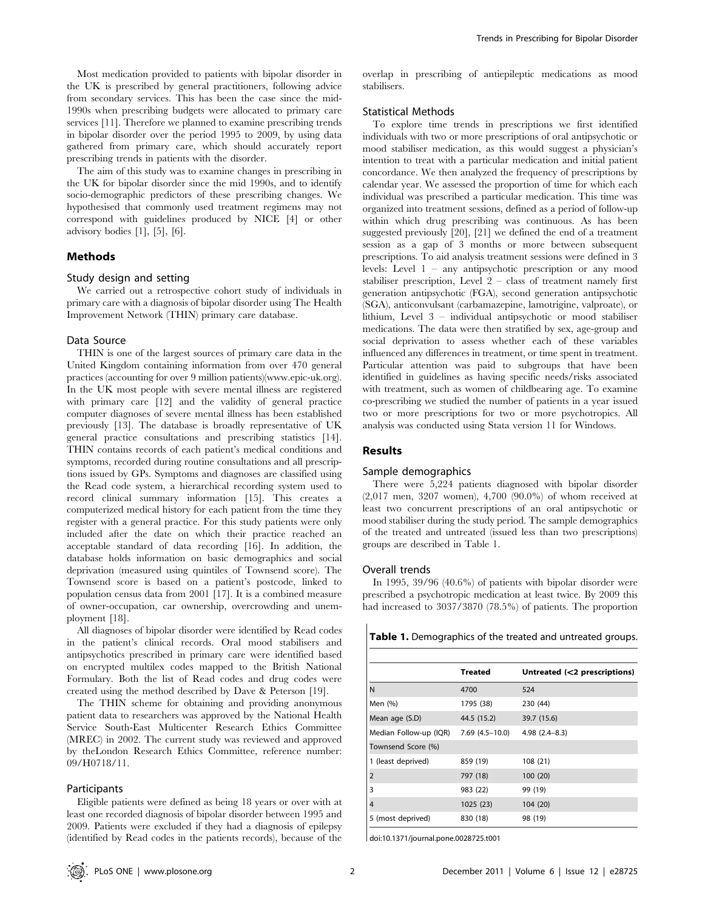Most medication provided to patients with bipolar disorder in the UK is prescribed by general practitioners, following advice from secondary services. This has been the case since the mid-1990s when prescribing budgets were allocated to primary care services [11]. Therefore we planned to examine prescribing trends in bipolar disorder over the period 1995 to 2009, by using data gathered from primary care, which should accurately report prescribing trends in patients with the disorder.

The aim of this study was to examine changes in prescribing in the UK for bipolar disorder since the mid 1990s, and to identify socio-demographic predictors of these prescribing changes. We hypothesised that commonly used treatment regimens may not correspond with guidelines produced by NICE [4] or other advisory bodies [1], [5], [6].

## Methods

### Study design and setting

We carried out a retrospective cohort study of individuals in primary care with a diagnosis of bipolar disorder using The Health Improvement Network (THIN) primary care database.

### Data Source

THIN is one of the largest sources of primary care data in the United Kingdom containing information from over 470 general practices (accounting for over 9 million patients)(www.epic-uk.org). In the UK most people with severe mental illness are registered with primary care [12] and the validity of general practice computer diagnoses of severe mental illness has been established previously [13]. The database is broadly representative of UK general practice consultations and prescribing statistics [14]. THIN contains records of each patient's medical conditions and symptoms, recorded during routine consultations and all prescriptions issued by GPs. Symptoms and diagnoses are classified using the Read code system, a hierarchical recording system used to record clinical summary information [15]. This creates a computerized medical history for each patient from the time they register with a general practice. For this study patients were only included after the date on which their practice reached an acceptable standard of data recording [16]. In addition, the database holds information on basic demographics and social deprivation (measured using quintiles of Townsend score). The Townsend score is based on a patient's postcode, linked to population census data from 2001 [17]. It is a combined measure of owner-occupation, car ownership, overcrowding and unemployment [18].

All diagnoses of bipolar disorder were identified by Read codes in the patient's clinical records. Oral mood stabilisers and antipsychotics prescribed in primary care were identified based on encrypted multilex codes mapped to the British National Formulary. Both the list of Read codes and drug codes were created using the method described by Dave & Peterson [19].

The THIN scheme for obtaining and providing anonymous patient data to researchers was approved by the National Health Service South-East Multicenter Research Ethics Committee (MREC) in 2002. The current study was reviewed and approved by theLondon Research Ethics Committee, reference number: 09/H0718/11.

### Participants

Eligible patients were defined as being 18 years or over with at least one recorded diagnosis of bipolar disorder between 1995 and 2009. Patients were excluded if they had a diagnosis of epilepsy (identified by Read codes in the patients records), because of the overlap in prescribing of antiepileptic medications as mood stabilisers.

### Statistical Methods

To explore time trends in prescriptions we first identified individuals with two or more prescriptions of oral antipsychotic or mood stabiliser medication, as this would suggest a physician's intention to treat with a particular medication and initial patient concordance. We then analyzed the frequency of prescriptions by calendar year. We assessed the proportion of time for which each individual was prescribed a particular medication. This time was organized into treatment sessions, defined as a period of follow-up within which drug prescribing was continuous. As has been suggested previously [20], [21] we defined the end of a treatment session as a gap of 3 months or more between subsequent prescriptions. To aid analysis treatment sessions were defined in 3 levels: Level 1 – any antipsychotic prescription or any mood stabiliser prescription, Level 2 – class of treatment namely first generation antipsychotic (FGA), second generation antipsychotic (SGA), anticonvulsant (carbamazepine, lamotrigine, valproate), or lithium, Level 3 – individual antipsychotic or mood stabiliser medications. The data were then stratified by sex, age-group and social deprivation to assess whether each of these variables influenced any differences in treatment, or time spent in treatment. Particular attention was paid to subgroups that have been identified in guidelines as having specific needs/risks associated with treatment, such as women of childbearing age. To examine co-prescribing we studied the number of patients in a year issued two or more prescriptions for two or more psychotropics. All analysis was conducted using Stata version 11 for Windows.

## Results

### Sample demographics

There were 5,224 patients diagnosed with bipolar disorder (2,017 men, 3207 women), 4,700 (90.0%) of whom received at least two concurrent prescriptions of an oral antipsychotic or mood stabiliser during the study period. The sample demographics of the treated and untreated (issued less than two prescriptions) groups are described in Table 1.

### Overall trends

In 1995, 39/96 (40.6%) of patients with bipolar disorder were prescribed a psychotropic medication at least twice. By 2009 this had increased to 3037/3870 (78.5%) of patients. The proportion

**Table 1.** Demographics of the treated and untreated groups.

| | Treated | Untreated (<2 prescriptions) |
|---|---|---|
| N | 4700 | 524 |
| Men (%) | 1795 (38) | 230 (44) |
| Mean age (S.D) | 44.5 (15.2) | 39.7 (15.6) |
| Median Follow-up (IQR) | 7.69 (4.5–10.0) | 4.98 (2.4–8.3) |
| Townsend Score (%) | | |
| 1 (least deprived) | 859 (19) | 108 (21) |
| 2 | 797 (18) | 100 (20) |
| 3 | 983 (22) | 99 (19) |
| 4 | 1025 (23) | 104 (20) |
| 5 (most deprived) | 830 (18) | 98 (19) |

doi:10.1371/journal.pone.0028725.t001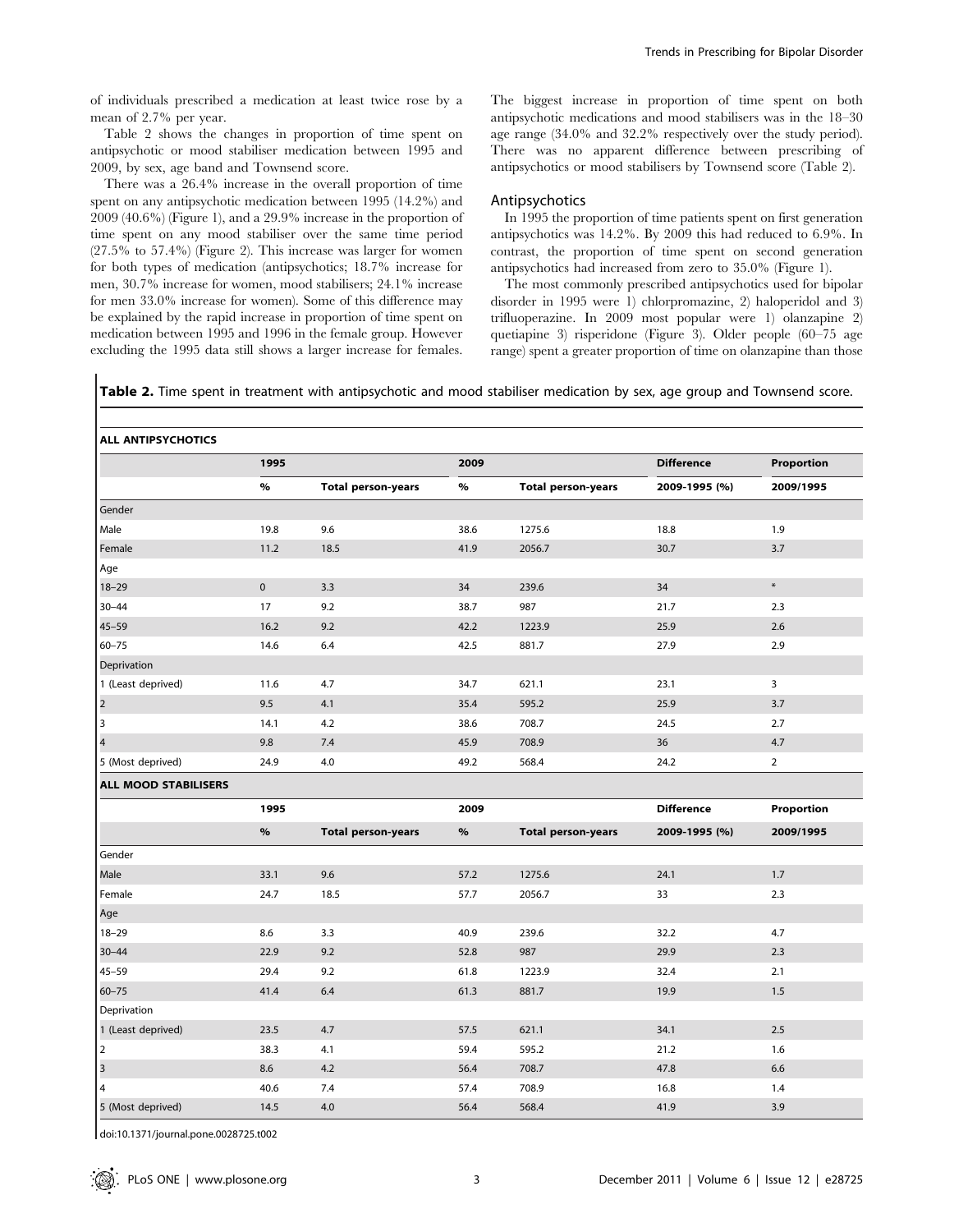of individuals prescribed a medication at least twice rose by a mean of 2.7% per year.

Table 2 shows the changes in proportion of time spent on antipsychotic or mood stabiliser medication between 1995 and 2009, by sex, age band and Townsend score.

There was a 26.4% increase in the overall proportion of time spent on any antipsychotic medication between 1995 (14.2%) and 2009 (40.6%) (Figure 1), and a 29.9% increase in the proportion of time spent on any mood stabiliser over the same time period (27.5% to 57.4%) (Figure 2). This increase was larger for women for both types of medication (antipsychotics; 18.7% increase for men, 30.7% increase for women, mood stabilisers; 24.1% increase for men 33.0% increase for women). Some of this difference may be explained by the rapid increase in proportion of time spent on medication between 1995 and 1996 in the female group. However excluding the 1995 data still shows a larger increase for females. The biggest increase in proportion of time spent on both antipsychotic medications and mood stabilisers was in the 18–30 age range (34.0% and 32.2% respectively over the study period). There was no apparent difference between prescribing of antipsychotics or mood stabilisers by Townsend score (Table 2).

## Antipsychotics

In 1995 the proportion of time patients spent on first generation antipsychotics was 14.2%. By 2009 this had reduced to 6.9%. In contrast, the proportion of time spent on second generation antipsychotics had increased from zero to 35.0% (Figure 1).

The most commonly prescribed antipsychotics used for bipolar disorder in 1995 were 1) chlorpromazine, 2) haloperidol and 3) trifluoperazine. In 2009 most popular were 1) olanzapine 2) quetiapine 3) risperidone (Figure 3). Older people (60–75 age range) spent a greater proportion of time on olanzapine than those

**Table 2.** Time spent in treatment with antipsychotic and mood stabiliser medication by sex, age group and Townsend score.

| **ALL ANTIPSYCHOTICS** | | | | | | |
|---|---|---|---|---|---|---|
| | **1995** | | **2009** | | **Difference** | **Proportion** |
| | **%** | **Total person-years** | **%** | **Total person-years** | **2009-1995 (%)** | **2009/1995** |
| Gender | | | | | | |
| Male | 19.8 | 9.6 | 38.6 | 1275.6 | 18.8 | 1.9 |
| Female | 11.2 | 18.5 | 41.9 | 2056.7 | 30.7 | 3.7 |
| Age | | | | | | |
| 18–29 | 0 | 3.3 | 34 | 239.6 | 34 | * |
| 30–44 | 17 | 9.2 | 38.7 | 987 | 21.7 | 2.3 |
| 45–59 | 16.2 | 9.2 | 42.2 | 1223.9 | 25.9 | 2.6 |
| 60–75 | 14.6 | 6.4 | 42.5 | 881.7 | 27.9 | 2.9 |
| Deprivation | | | | | | |
| 1 (Least deprived) | 11.6 | 4.7 | 34.7 | 621.1 | 23.1 | 3 |
| 2 | 9.5 | 4.1 | 35.4 | 595.2 | 25.9 | 3.7 |
| 3 | 14.1 | 4.2 | 38.6 | 708.7 | 24.5 | 2.7 |
| 4 | 9.8 | 7.4 | 45.9 | 708.9 | 36 | 4.7 |
| 5 (Most deprived) | 24.9 | 4.0 | 49.2 | 568.4 | 24.2 | 2 |
| **ALL MOOD STABILISERS** | | | | | | |
| | **1995** | | **2009** | | **Difference** | **Proportion** |
| | **%** | **Total person-years** | **%** | **Total person-years** | **2009-1995 (%)** | **2009/1995** |
| Gender | | | | | | |
| Male | 33.1 | 9.6 | 57.2 | 1275.6 | 24.1 | 1.7 |
| Female | 24.7 | 18.5 | 57.7 | 2056.7 | 33 | 2.3 |
| Age | | | | | | |
| 18–29 | 8.6 | 3.3 | 40.9 | 239.6 | 32.2 | 4.7 |
| 30–44 | 22.9 | 9.2 | 52.8 | 987 | 29.9 | 2.3 |
| 45–59 | 29.4 | 9.2 | 61.8 | 1223.9 | 32.4 | 2.1 |
| 60–75 | 41.4 | 6.4 | 61.3 | 881.7 | 19.9 | 1.5 |
| Deprivation | | | | | | |
| 1 (Least deprived) | 23.5 | 4.7 | 57.5 | 621.1 | 34.1 | 2.5 |
| 2 | 38.3 | 4.1 | 59.4 | 595.2 | 21.2 | 1.6 |
| 3 | 8.6 | 4.2 | 56.4 | 708.7 | 47.8 | 6.6 |
| 4 | 40.6 | 7.4 | 57.4 | 708.9 | 16.8 | 1.4 |
| 5 (Most deprived) | 14.5 | 4.0 | 56.4 | 568.4 | 41.9 | 3.9 |

doi:10.1371/journal.pone.0028725.t002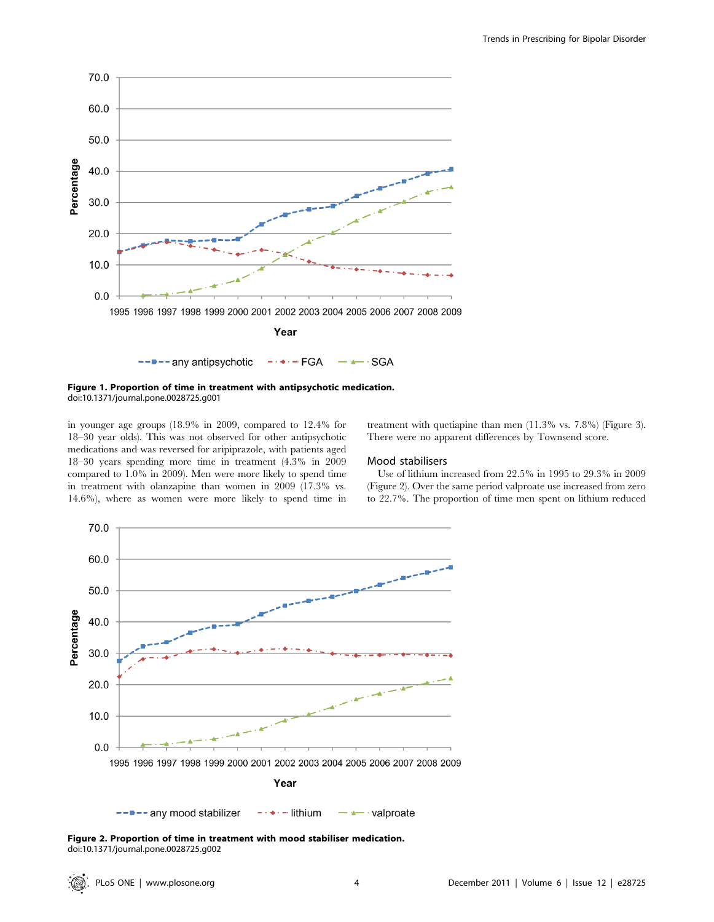Figure 1. Proportion of time in treatment with antipsychotic medication.
doi:10.1371/journal.pone.0028725.g001

in younger age groups (18.9% in 2009, compared to 12.4% for 18–30 year olds). This was not observed for other antipsychotic medications and was reversed for aripiprazole, with patients aged 18–30 years spending more time in treatment (4.3% in 2009 compared to 1.0% in 2009). Men were more likely to spend time in treatment with olanzapine than women in 2009 (17.3% vs. 14.6%), where as women were more likely to spend time in treatment with quetiapine than men (11.3% vs. 7.8%) (Figure 3). There were no apparent differences by Townsend score.

## Mood stabilisers

Use of lithium increased from 22.5% in 1995 to 29.3% in 2009 (Figure 2). Over the same period valproate use increased from zero to 22.7%. The proportion of time men spent on lithium reduced

Figure 2. Proportion of time in treatment with mood stabiliser medication.
doi:10.1371/journal.pone.0028725.g002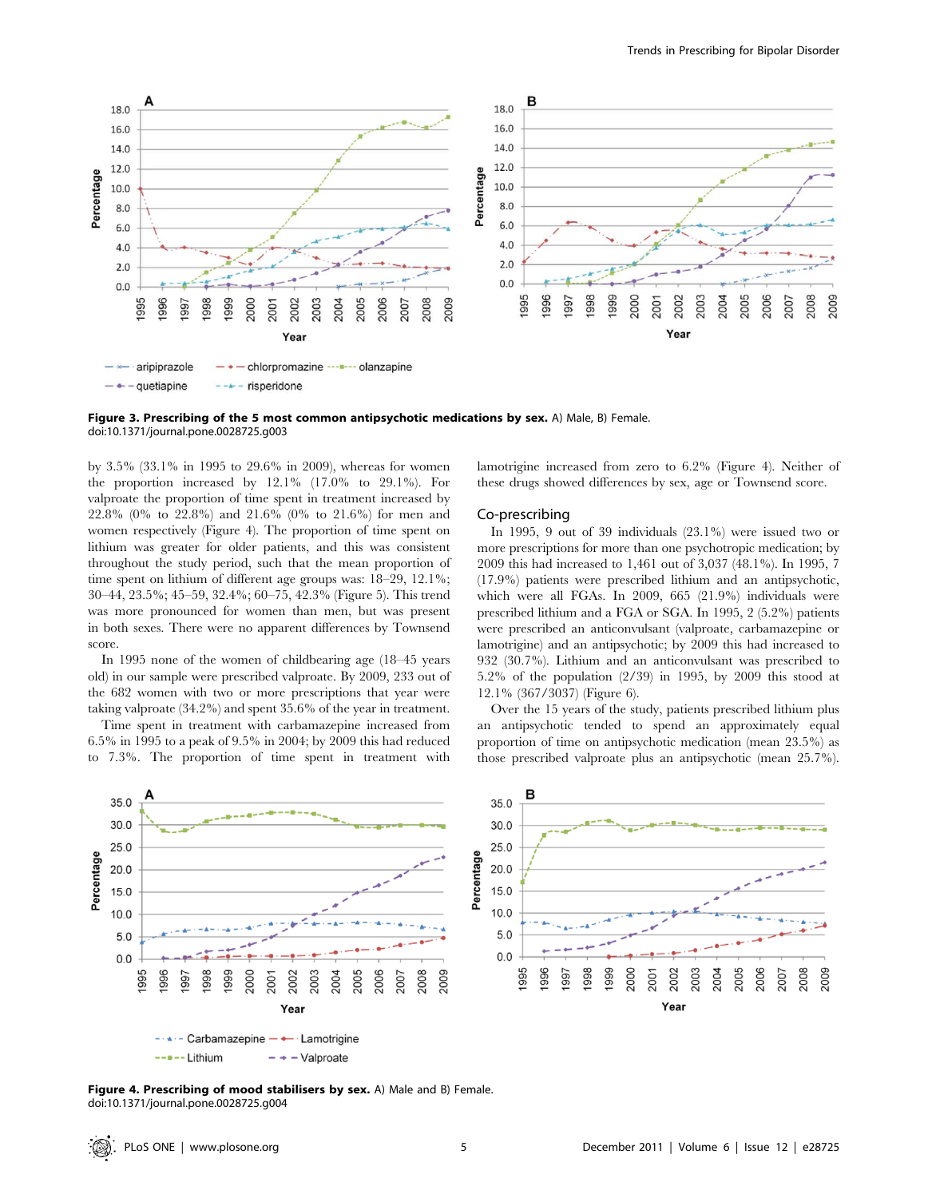**Figure 3. Prescribing of the 5 most common antipsychotic medications by sex.** A) Male, B) Female.
doi:10.1371/journal.pone.0028725.g003

by 3.5% (33.1% in 1995 to 29.6% in 2009), whereas for women the proportion increased by 12.1% (17.0% to 29.1%). For valproate the proportion of time spent in treatment increased by 22.8% (0% to 22.8%) and 21.6% (0% to 21.6%) for men and women respectively (Figure 4). The proportion of time spent on lithium was greater for older patients, and this was consistent throughout the study period, such that the mean proportion of time spent on lithium of different age groups was: 18–29, 12.1%; 30–44, 23.5%; 45–59, 32.4%; 60–75, 42.3% (Figure 5). This trend was more pronounced for women than men, but was present in both sexes. There were no apparent differences by Townsend score.

In 1995 none of the women of childbearing age (18–45 years old) in our sample were prescribed valproate. By 2009, 233 out of the 682 women with two or more prescriptions that year were taking valproate (34.2%) and spent 35.6% of the year in treatment.

Time spent in treatment with carbamazepine increased from 6.5% in 1995 to a peak of 9.5% in 2004; by 2009 this had reduced to 7.3%. The proportion of time spent in treatment with lamotrigine increased from zero to 6.2% (Figure 4). Neither of these drugs showed differences by sex, age or Townsend score.

## Co-prescribing

In 1995, 9 out of 39 individuals (23.1%) were issued two or more prescriptions for more than one psychotropic medication; by 2009 this had increased to 1,461 out of 3,037 (48.1%). In 1995, 7 (17.9%) patients were prescribed lithium and an antipsychotic, which were all FGAs. In 2009, 665 (21.9%) individuals were prescribed lithium and a FGA or SGA. In 1995, 2 (5.2%) patients were prescribed an anticonvulsant (valproate, carbamazepine or lamotrigine) and an antipsychotic; by 2009 this had increased to 932 (30.7%). Lithium and an anticonvulsant was prescribed to 5.2% of the population (2/39) in 1995, by 2009 this stood at 12.1% (367/3037) (Figure 6).

Over the 15 years of the study, patients prescribed lithium plus an antipsychotic tended to spend an approximately equal proportion of time on antipsychotic medication (mean 23.5%) as those prescribed valproate plus an antipsychotic (mean 25.7%).

**Figure 4. Prescribing of mood stabilisers by sex.** A) Male and B) Female.
doi:10.1371/journal.pone.0028725.g004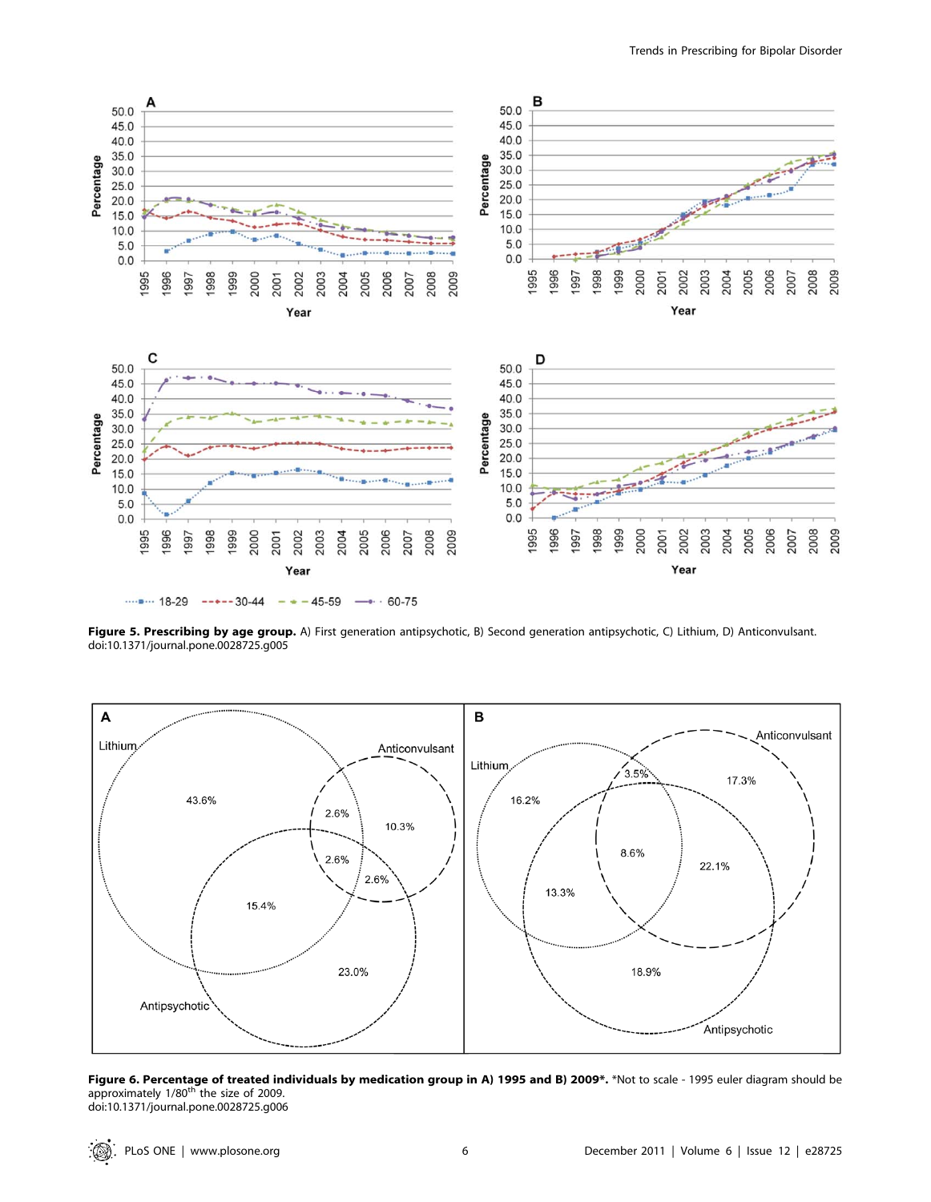**Figure 5. Prescribing by age group.** A) First generation antipsychotic, B) Second generation antipsychotic, C) Lithium, D) Anticonvulsant.
doi:10.1371/journal.pone.0028725.g005

**Figure 6. Percentage of treated individuals by medication group in A) 1995 and B) 2009*.** *Not to scale - 1995 euler diagram should be approximately 1/80th the size of 2009.
doi:10.1371/journal.pone.0028725.g006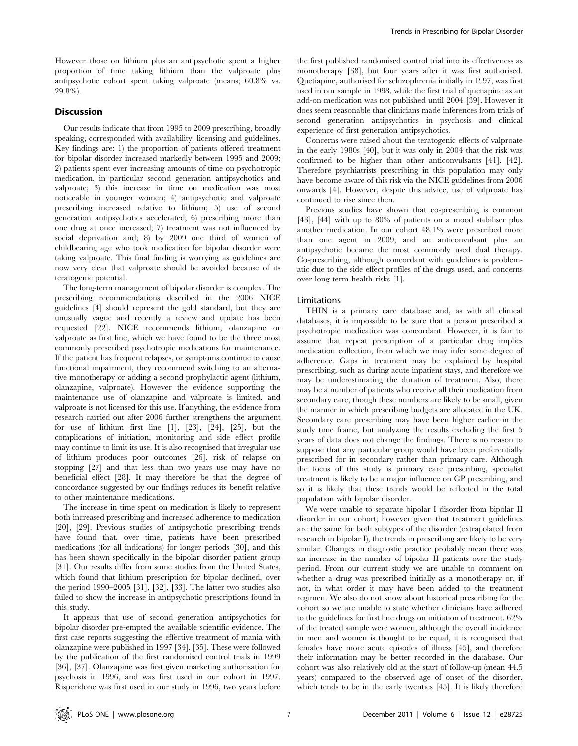However those on lithium plus an antipsychotic spent a higher proportion of time taking lithium than the valproate plus antipsychotic cohort spent taking valproate (means; 60.8% vs. 29.8%).

## Discussion

Our results indicate that from 1995 to 2009 prescribing, broadly speaking, corresponded with availability, licensing and guidelines. Key findings are: 1) the proportion of patients offered treatment for bipolar disorder increased markedly between 1995 and 2009; 2) patients spent ever increasing amounts of time on psychotropic medication, in particular second generation antipsychotics and valproate; 3) this increase in time on medication was most noticeable in younger women; 4) antipsychotic and valproate prescribing increased relative to lithium; 5) use of second generation antipsychotics accelerated; 6) prescribing more than one drug at once increased; 7) treatment was not influenced by social deprivation and; 8) by 2009 one third of women of childbearing age who took medication for bipolar disorder were taking valproate. This final finding is worrying as guidelines are now very clear that valproate should be avoided because of its teratogenic potential.

The long-term management of bipolar disorder is complex. The prescribing recommendations described in the 2006 NICE guidelines [4] should represent the gold standard, but they are unusually vague and recently a review and update has been requested [22]. NICE recommends lithium, olanzapine or valproate as first line, which we have found to be the three most commonly prescribed psychotropic medications for maintenance. If the patient has frequent relapses, or symptoms continue to cause functional impairment, they recommend switching to an alternative monotherapy or adding a second prophylactic agent (lithium, olanzapine, valproate). However the evidence supporting the maintenance use of olanzapine and valproate is limited, and valproate is not licensed for this use. If anything, the evidence from research carried out after 2006 further strengthens the argument for use of lithium first line [1], [23], [24], [25], but the complications of initiation, monitoring and side effect profile may continue to limit its use. It is also recognised that irregular use of lithium produces poor outcomes [26], risk of relapse on stopping [27] and that less than two years use may have no beneficial effect [28]. It may therefore be that the degree of concordance suggested by our findings reduces its benefit relative to other maintenance medications.

The increase in time spent on medication is likely to represent both increased prescribing and increased adherence to medication [20], [29]. Previous studies of antipsychotic prescribing trends have found that, over time, patients have been prescribed medications (for all indications) for longer periods [30], and this has been shown specifically in the bipolar disorder patient group [31]. Our results differ from some studies from the United States, which found that lithium prescription for bipolar declined, over the period 1990–2005 [31], [32], [33]. The latter two studies also failed to show the increase in antipsychotic prescriptions found in this study.

It appears that use of second generation antipsychotics for bipolar disorder pre-empted the available scientific evidence. The first case reports suggesting the effective treatment of mania with olanzapine were published in 1997 [34], [35]. These were followed by the publication of the first randomised control trials in 1999 [36], [37]. Olanzapine was first given marketing authorisation for psychosis in 1996, and was first used in our cohort in 1997. Risperidone was first used in our study in 1996, two years before the first published randomised control trial into its effectiveness as monotherapy [38], but four years after it was first authorised. Quetiapine, authorised for schizophrenia initially in 1997, was first used in our sample in 1998, while the first trial of quetiapine as an add-on medication was not published until 2004 [39]. However it does seem reasonable that clinicians made inferences from trials of second generation antipsychotics in psychosis and clinical experience of first generation antipsychotics.

Concerns were raised about the teratogenic effects of valproate in the early 1980s [40], but it was only in 2004 that the risk was confirmed to be higher than other anticonvulsants [41], [42]. Therefore psychiatrists prescribing in this population may only have become aware of this risk via the NICE guidelines from 2006 onwards [4]. However, despite this advice, use of valproate has continued to rise since then.

Previous studies have shown that co-prescribing is common [43], [44] with up to 80% of patients on a mood stabiliser plus another medication. In our cohort 48.1% were prescribed more than one agent in 2009, and an anticonvulsant plus an antipsychotic became the most commonly used dual therapy. Co-prescribing, although concordant with guidelines is problematic due to the side effect profiles of the drugs used, and concerns over long term health risks [1].

### Limitations

THIN is a primary care database and, as with all clinical databases, it is impossible to be sure that a person prescribed a psychotropic medication was concordant. However, it is fair to assume that repeat prescription of a particular drug implies medication collection, from which we may infer some degree of adherence. Gaps in treatment may be explained by hospital prescribing, such as during acute inpatient stays, and therefore we may be underestimating the duration of treatment. Also, there may be a number of patients who receive all their medication from secondary care, though these numbers are likely to be small, given the manner in which prescribing budgets are allocated in the UK. Secondary care prescribing may have been higher earlier in the study time frame, but analyzing the results excluding the first 5 years of data does not change the findings. There is no reason to suppose that any particular group would have been preferentially prescribed for in secondary rather than primary care. Although the focus of this study is primary care prescribing, specialist treatment is likely to be a major influence on GP prescribing, and so it is likely that these trends would be reflected in the total population with bipolar disorder.

We were unable to separate bipolar I disorder from bipolar II disorder in our cohort; however given that treatment guidelines are the same for both subtypes of the disorder (extrapolated from research in bipolar I), the trends in prescribing are likely to be very similar. Changes in diagnostic practice probably mean there was an increase in the number of bipolar II patients over the study period. From our current study we are unable to comment on whether a drug was prescribed initially as a monotherapy or, if not, in what order it may have been added to the treatment regimen. We also do not know about historical prescribing for the cohort so we are unable to state whether clinicians have adhered to the guidelines for first line drugs on initiation of treatment. 62% of the treated sample were women, although the overall incidence in men and women is thought to be equal, it is recognised that females have more acute episodes of illness [45], and therefore their information may be better recorded in the database. Our cohort was also relatively old at the start of follow-up (mean 44.5 years) compared to the observed age of onset of the disorder, which tends to be in the early twenties [45]. It is likely therefore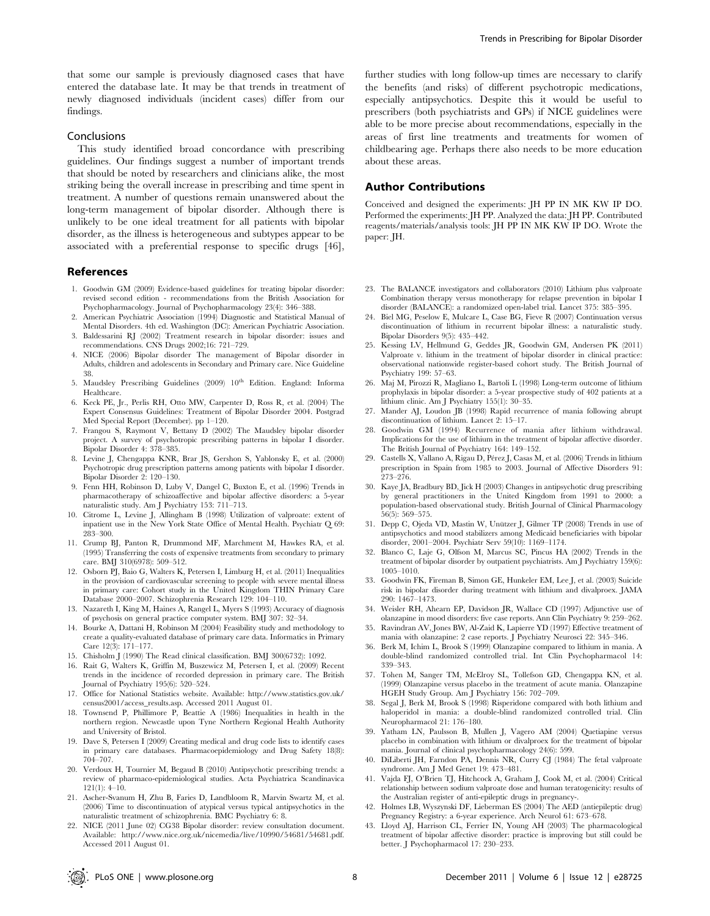that some our sample is previously diagnosed cases that have entered the database late. It may be that trends in treatment of newly diagnosed individuals (incident cases) differ from our findings.

### Conclusions

This study identified broad concordance with prescribing guidelines. Our findings suggest a number of important trends that should be noted by researchers and clinicians alike, the most striking being the overall increase in prescribing and time spent in treatment. A number of questions remain unanswered about the long-term management of bipolar disorder. Although there is unlikely to be one ideal treatment for all patients with bipolar disorder, as the illness is heterogeneous and subtypes appear to be associated with a preferential response to specific drugs [46], further studies with long follow-up times are necessary to clarify the benefits (and risks) of different psychotropic medications, especially antipsychotics. Despite this it would be useful to prescribers (both psychiatrists and GPs) if NICE guidelines were able to be more precise about recommendations, especially in the areas of first line treatments and treatments for women of childbearing age. Perhaps there also needs to be more education about these areas.

## Author Contributions

Conceived and designed the experiments: JH PP IN MK KW IP DO. Performed the experiments: JH PP. Analyzed the data: JH PP. Contributed reagents/materials/analysis tools: JH PP IN MK KW IP DO. Wrote the paper: JH.

## References

1. Goodwin GM (2009) Evidence-based guidelines for treating bipolar disorder: revised second edition - recommendations from the British Association for Psychopharmacology. Journal of Psychopharmacology 23(4): 346–388.
2. American Psychiatric Association (1994) Diagnostic and Statistical Manual of Mental Disorders. 4th ed. Washington (DC): American Psychiatric Association.
3. Baldessarini RJ (2002) Treatment research in bipolar disorder: issues and recommendations. CNS Drugs 2002;16: 721–729.
4. NICE (2006) Bipolar disorder The management of Bipolar disorder in Adults, children and adolescents in Secondary and Primary care. Nice Guideline 38.
5. Maudsley Prescribing Guidelines (2009) 10th Edition. England: Informa Healthcare.
6. Keck PE, Jr., Perlis RH, Otto MW, Carpenter D, Ross R, et al. (2004) The Expert Consensus Guidelines: Treatment of Bipolar Disorder 2004. Postgrad Med Special Report (December). pp 1–120.
7. Frangou S, Raymont V, Bettany D (2002) The Maudsley bipolar disorder project. A survey of psychotropic prescribing patterns in bipolar I disorder. Bipolar Disorder 4: 378–385.
8. Levine J, Chengappa KNR, Brar JS, Gershon S, Yablonsky E, et al. (2000) Psychotropic drug prescription patterns among patients with bipolar I disorder. Bipolar Disorder 2: 120–130.
9. Fenn HH, Robinson D, Luby V, Dangel C, Buxton E, et al. (1996) Trends in pharmacotherapy of schizoaffective and bipolar affective disorders: a 5-year naturalistic study. Am J Psychiatry 153: 711–713.
10. Citrome L, Levine J, Allingham B (1998) Utilization of valproate: extent of inpatient use in the New York State Office of Mental Health. Psychiatr Q 69: 283–300.
11. Crump BJ, Panton R, Drummond MF, Marchment M, Hawkes RA, et al. (1995) Transferring the costs of expensive treatments from secondary to primary care. BMJ 310(6978): 509–512.
12. Osborn PJ, Baio G, Walters K, Petersen I, Limburg H, et al. (2011) Inequalities in the provision of cardiovascular screening to people with severe mental illness in primary care: Cohort study in the United Kingdom THIN Primary Care Database 2000–2007. Schizophrenia Research 129: 104–110.
13. Nazareth I, King M, Haines A, Rangel L, Myers S (1993) Accuracy of diagnosis of psychosis on general practice computer system. BMJ 307: 32–34.
14. Bourke A, Dattani H, Robinson M (2004) Feasibility study and methodology to create a quality-evaluated database of primary care data. Informatics in Primary Care 12(3): 171–177.
15. Chisholm J (1990) The Read clinical classification. BMJ 300(6732): 1092.
16. Rait G, Walters K, Griffin M, Buszewicz M, Petersen I, et al. (2009) Recent trends in the incidence of recorded depression in primary care. The British Journal of Psychiatry 195(6): 520–524.
17. Office for National Statistics website. Available: http://www.statistics.gov.uk/census2001/access_results.asp. Accessed 2011 August 01.
18. Townsend P, Phillimore P, Beattie A (1986) Inequalities in health in the northern region. Newcastle upon Tyne Northern Regional Health Authority and University of Bristol.
19. Dave S, Petersen I (2009) Creating medical and drug code lists to identify cases in primary care databases. Pharmacoepidemiology and Drug Safety 18(8): 704–707.
20. Verdoux H, Tournier M, Begaud B (2010) Antipsychotic prescribing trends: a review of pharmaco-epidemiological studies. Acta Psychiatrica Scandinavica 121(1): 4–10.
21. Ascher-Svanum H, Zhu B, Faries D, Landbloom R, Marvin Swartz M, et al. (2006) Time to discontinuation of atypical versus typical antipsychotics in the naturalistic treatment of schizophrenia. BMC Psychiatry 6: 8.
22. NICE (2011 June 02) CG38 Bipolar disorder: review consultation document. Available: http://www.nice.org.uk/nicemedia/live/10990/54681/54681.pdf. Accessed 2011 August 01.
23. The BALANCE investigators and collaborators (2010) Lithium plus valproate Combination therapy versus monotherapy for relapse prevention in bipolar I disorder (BALANCE): a randomized open-label trial. Lancet 375: 385–395.
24. Biel MG, Peselow E, Mulcare L, Case BG, Fieve R (2007) Continuation versus discontinuation of lithium in recurrent bipolar illness: a naturalistic study. Bipolar Disorders 9(5): 435–442.
25. Kessing LV, Hellmund G, Geddes JR, Goodwin GM, Andersen PK (2011) Valproate v. lithium in the treatment of bipolar disorder in clinical practice: observational nationwide register-based cohort study. The British Journal of Psychiatry 199: 57–63.
26. Maj M, Pirozzi R, Magliano L, Bartoli L (1998) Long-term outcome of lithium prophylaxis in bipolar disorder: a 5-year prospective study of 402 patients at a lithium clinic. Am J Psychiatry 155(1): 30–35.
27. Mander AJ, Loudon JB (1998) Rapid recurrence of mania following abrupt discontinuation of lithium. Lancet 2: 15–17.
28. Goodwin GM (1994) Recurrence of mania after lithium withdrawal. Implications for the use of lithium in the treatment of bipolar affective disorder. The British Journal of Psychiatry 164: 149–152.
29. Castells X, Vallano A, Rigau D, Pérez J, Casas M, et al. (2006) Trends in lithium prescription in Spain from 1985 to 2003. Journal of Affective Disorders 91: 273–276.
30. Kaye JA, Bradbury BD, Jick H (2003) Changes in antipsychotic drug prescribing by general practitioners in the United Kingdom from 1991 to 2000: a population-based observational study. British Journal of Clinical Pharmacology 56(5): 569–575.
31. Depp C, Ojeda VD, Mastin W, Unützer J, Gilmer TP (2008) Trends in use of antipsychotics and mood stabilizers among Medicaid beneficiaries with bipolar disorder, 2001–2004. Psychiatr Serv 59(10): 1169–1174.
32. Blanco C, Laje G, Olfson M, Marcus SC, Pincus HA (2002) Trends in the treatment of bipolar disorder by outpatient psychiatrists. Am J Psychiatry 159(6): 1005–1010.
33. Goodwin FK, Fireman B, Simon GE, Hunkeler EM, Lee J, et al. (2003) Suicide risk in bipolar disorder during treatment with lithium and divalproex. JAMA 290: 1467–1473.
34. Weisler RH, Ahearn EP, Davidson JR, Wallace CD (1997) Adjunctive use of olanzapine in mood disorders: five case reports. Ann Clin Psychiatry 9: 259–262.
35. Ravindran AV, Jones BW, Al-Zaid K, Lapierre YD (1997) Effective treatment of mania with olanzapine: 2 case reports. J Psychiatry Neurosci 22: 345–346.
36. Berk M, Ichim L, Brook S (1999) Olanzapine compared to lithium in mania. A double-blind randomized controlled trial. Int Clin Psychopharmacol 14: 339–343.
37. Tohen M, Sanger TM, McElroy SL, Tollefson GD, Chengappa KN, et al. (1999) Olanzapine versus placebo in the treatment of acute mania. Olanzapine HGEH Study Group. Am J Psychiatry 156: 702–709.
38. Segal J, Berk M, Brook S (1998) Risperidone compared with both lithium and haloperidol in mania: a double-blind randomized controlled trial. Clin Neuropharmacol 21: 176–180.
39. Yatham LN, Paulsson B, Mullen J, Vagero AM (2004) Quetiapine versus placebo in combination with lithium or divalproex for the treatment of bipolar mania. Journal of clinical psychopharmacology 24(6): 599.
40. DiLiberti JH, Farndon PA, Dennis NR, Curry CJ (1984) The fetal valproate syndrome. Am J Med Genet 19: 473–481.
41. Vajda FJ, O'Brien TJ, Hitchcock A, Graham J, Cook M, et al. (2004) Critical relationship between sodium valproate dose and human teratogenicity: results of the Australian register of anti-epileptic drugs in pregnancy-.
42. Holmes LB, Wyszynski DF, Lieberman ES (2004) The AED (antiepileptic drug) Pregnancy Registry: a 6-year experience. Arch Neurol 61: 673–678.
43. Lloyd AJ, Harrison CL, Ferrier IN, Young AH (2003) The pharmacological treatment of bipolar affective disorder: practice is improving but still could be better. J Psychopharmacol 17: 230–233.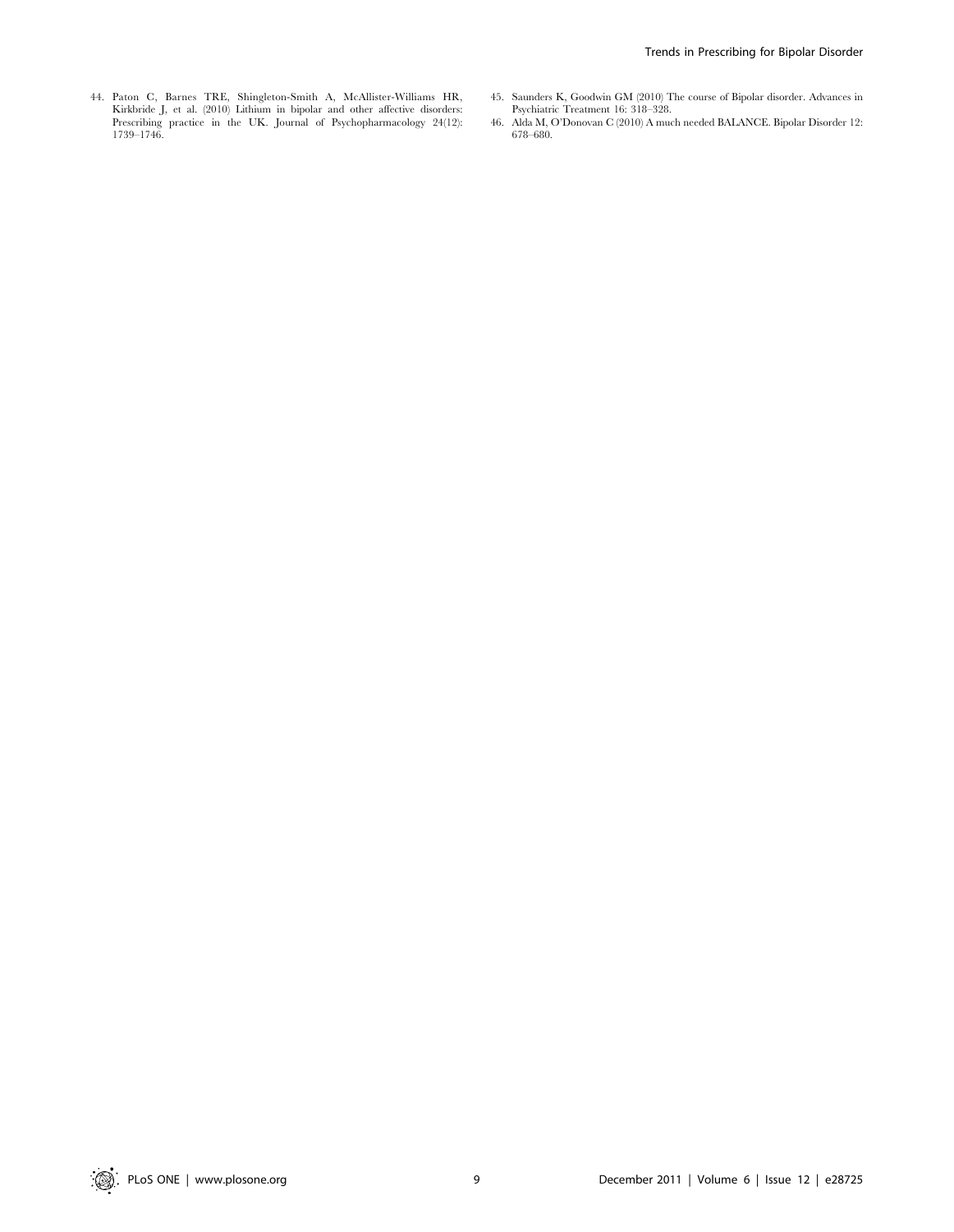44. Paton C, Barnes TRE, Shingleton-Smith A, McAllister-Williams HR, Kirkbride J, et al. (2010) Lithium in bipolar and other affective disorders: Prescribing practice in the UK. Journal of Psychopharmacology 24(12): 1739–1746.
45. Saunders K, Goodwin GM (2010) The course of Bipolar disorder. Advances in Psychiatric Treatment 16: 318–328.
46. Alda M, O'Donovan C (2010) A much needed BALANCE. Bipolar Disorder 12: 678–680.